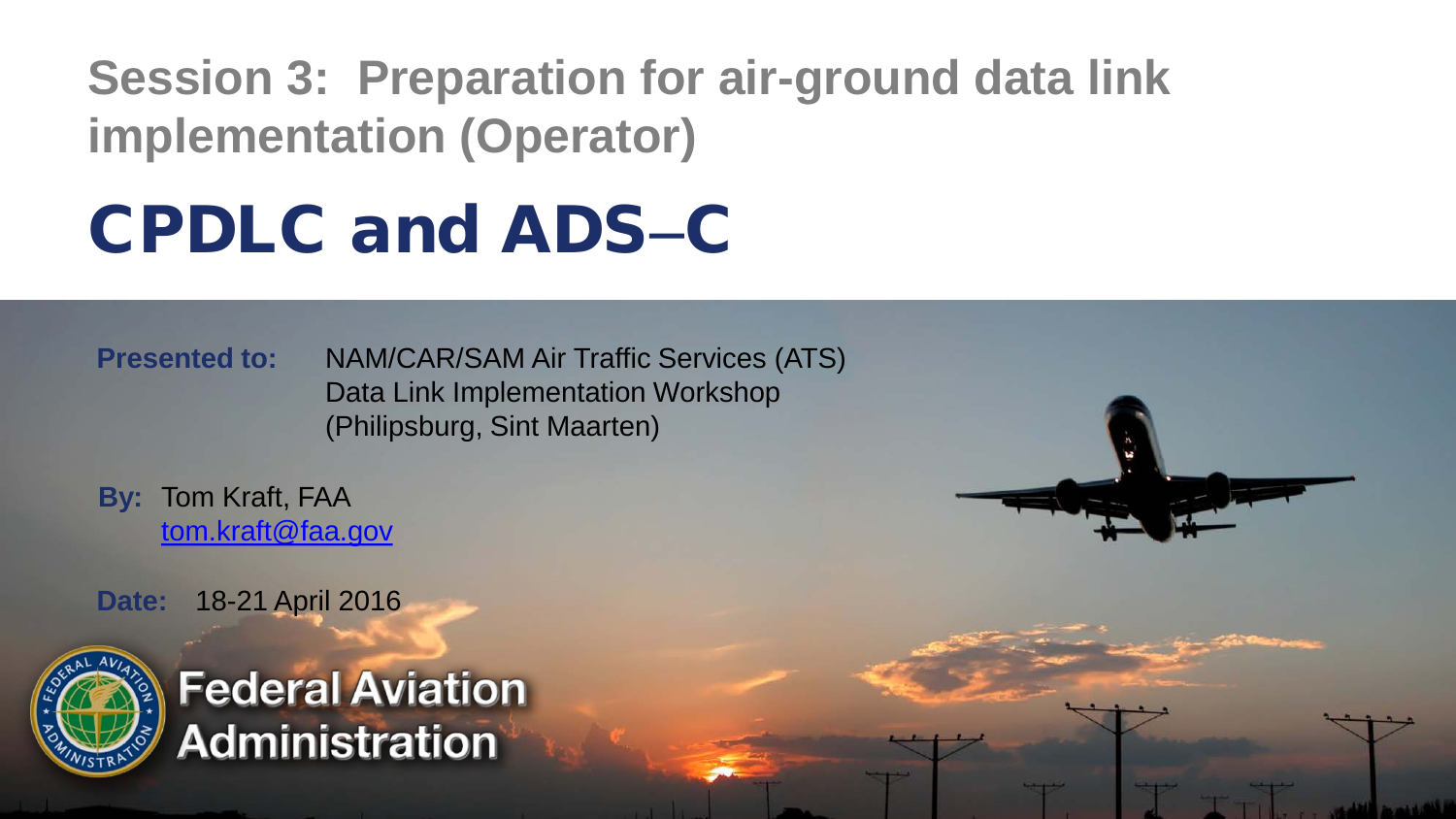## Session 3: Preparation for air-ground data link implementation (Operator)

# CPDLC and ADS–C

**Presented to:** NAM/CAR/SAM Air Traffic Services (ATS) Data Link Implementation Workshop (Philipsburg, Sint Maarten)

**By:** Tom Kraft, FAA
tom.kraft@faa.gov

**Date:** 18-21 April 2016

Federal Aviation Administration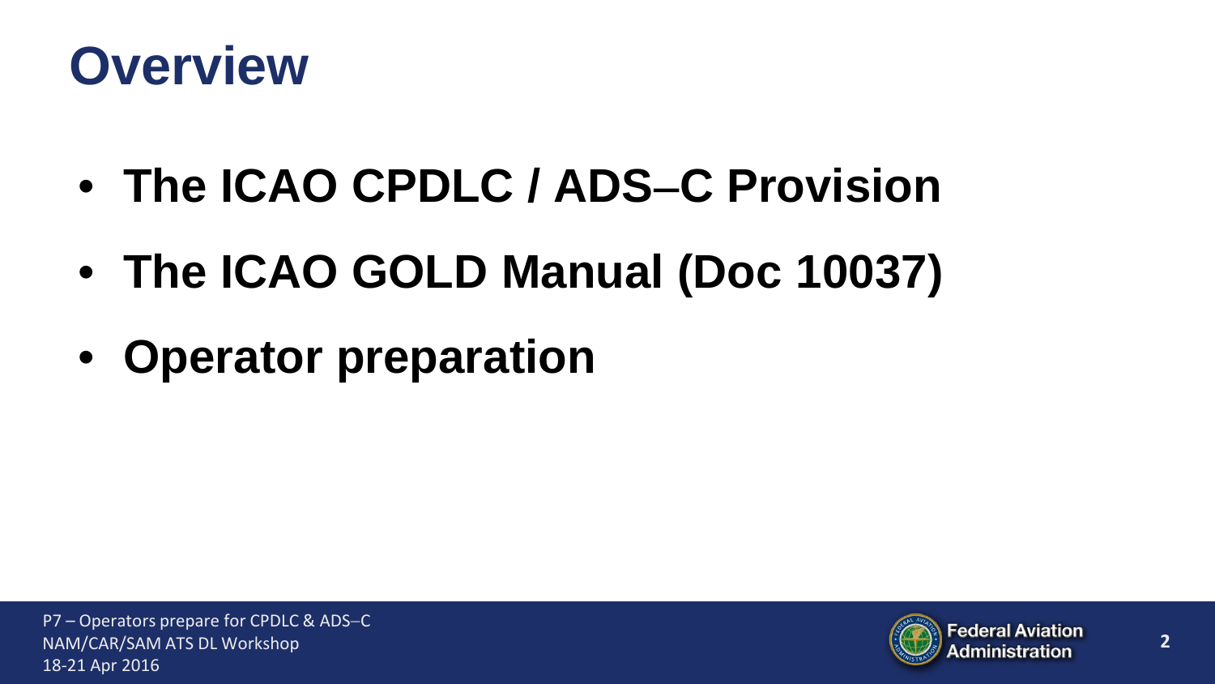# Overview

- **The ICAO CPDLC / ADS–C Provision**
- **The ICAO GOLD Manual (Doc 10037)**
- **Operator preparation**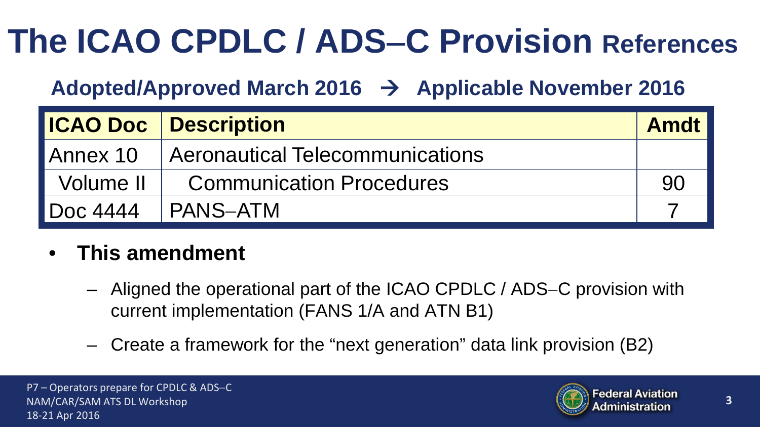# The ICAO CPDLC / ADS–C Provision References

**Adopted/Approved March 2016 → Applicable November 2016**

| ICAO Doc | Description | Amdt |
|---|---|---|
| Annex 10 | Aeronautical Telecommunications | |
| Volume II | Communication Procedures | 90 |
| Doc 4444 | PANS–ATM | 7 |

- **This amendment**
  - Aligned the operational part of the ICAO CPDLC / ADS–C provision with current implementation (FANS 1/A and ATN B1)
  - Create a framework for the "next generation" data link provision (B2)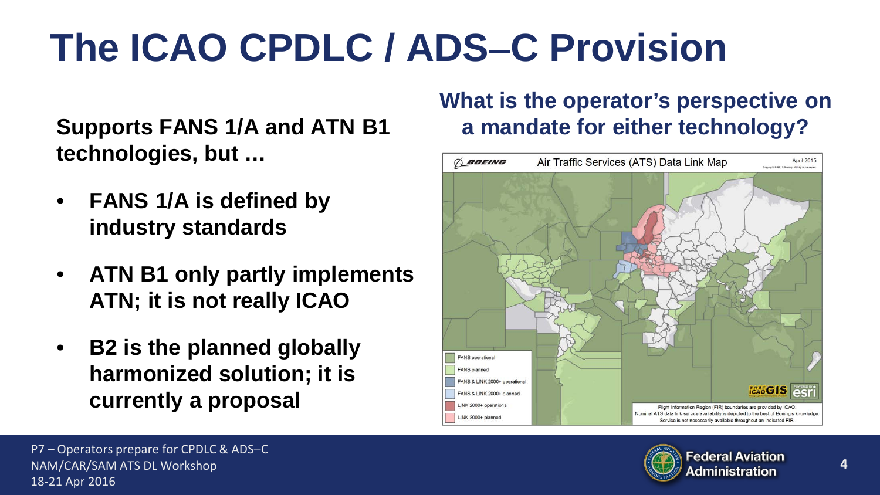# The ICAO CPDLC / ADS–C Provision

**Supports FANS 1/A and ATN B1 technologies, but …**

- **FANS 1/A is defined by industry standards**
- **ATN B1 only partly implements ATN; it is not really ICAO**
- **B2 is the planned globally harmonized solution; it is currently a proposal**

## What is the operator's perspective on a mandate for either technology?

Air Traffic Services (ATS) Data Link Map — April 2015

- FANS operational
- FANS planned
- FANS & LINK 2000+ operational
- FANS & LINK 2000+ planned
- LINK 2000+ operational
- LINK 2000+ planned

Flight Information Region (FIR) boundaries are provided by ICAO. Nominal ATS data link service availability is depicted to the best of Boeing's knowledge. Service is not necessarily available throughout an indicated FIR.

P7 – Operators prepare for CPDLC & ADS–C
NAM/CAR/SAM ATS DL Workshop
18-21 Apr 2016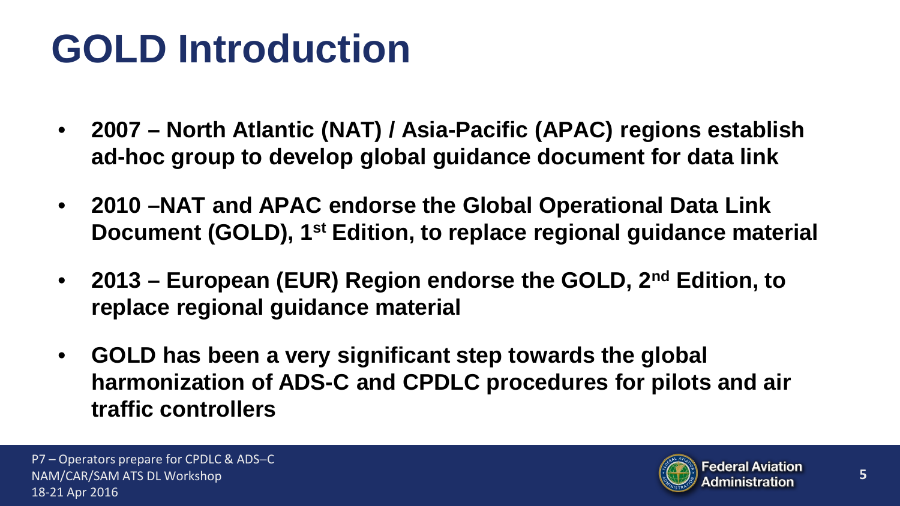# GOLD Introduction

- **2007 – North Atlantic (NAT) / Asia-Pacific (APAC) regions establish ad-hoc group to develop global guidance document for data link**
- **2010 –NAT and APAC endorse the Global Operational Data Link Document (GOLD), 1st Edition, to replace regional guidance material**
- **2013 – European (EUR) Region endorse the GOLD, 2nd Edition, to replace regional guidance material**
- **GOLD has been a very significant step towards the global harmonization of ADS-C and CPDLC procedures for pilots and air traffic controllers**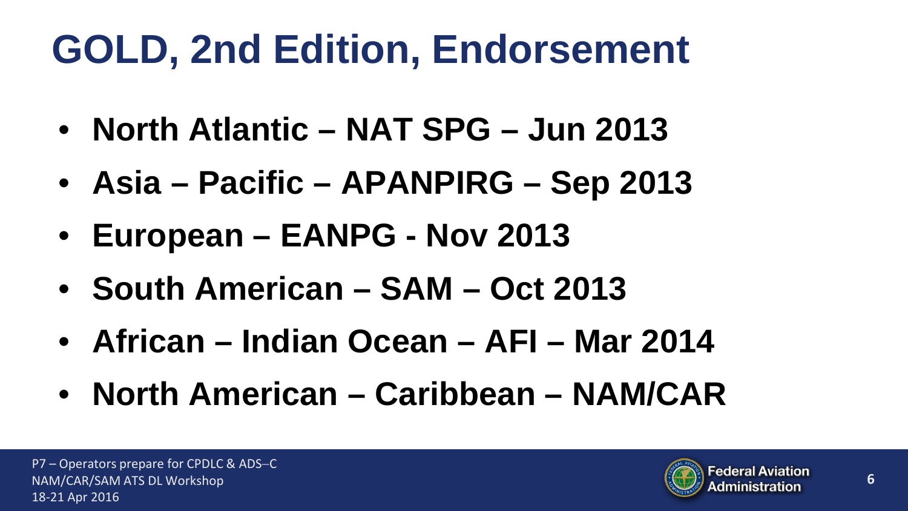# GOLD, 2nd Edition, Endorsement

- **North Atlantic – NAT SPG – Jun 2013**
- **Asia – Pacific – APANPIRG – Sep 2013**
- **European – EANPG - Nov 2013**
- **South American – SAM – Oct 2013**
- **African – Indian Ocean – AFI – Mar 2014**
- **North American – Caribbean – NAM/CAR**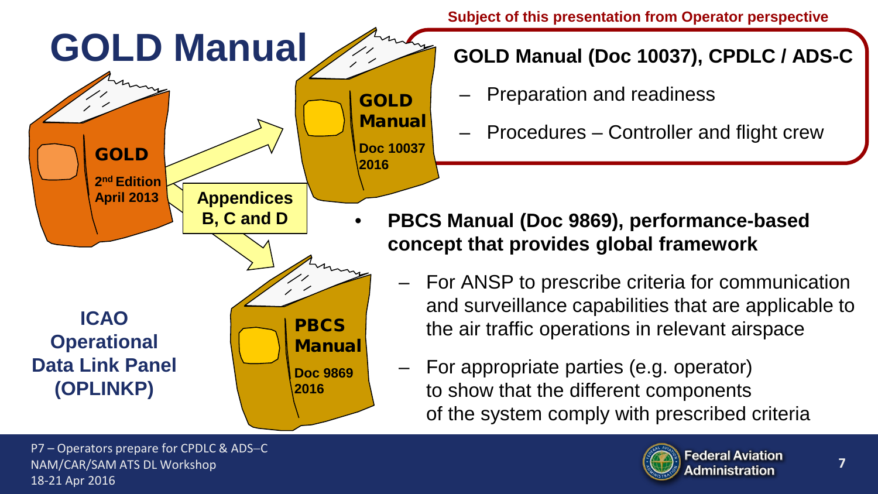# GOLD Manual

GOLD

2nd Edition

April 2013

Appendices B, C and D

GOLD Manual

Doc 10037

2016

PBCS Manual

Doc 9869

2016

ICAO Operational Data Link Panel (OPLINKP)

Subject of this presentation from Operator perspective

- **GOLD Manual (Doc 10037), CPDLC / ADS-C**
  - Preparation and readiness
  - Procedures – Controller and flight crew
- **PBCS Manual (Doc 9869), performance-based concept that provides global framework**
  - For ANSP to prescribe criteria for communication and surveillance capabilities that are applicable to the air traffic operations in relevant airspace
  - For appropriate parties (e.g. operator) to show that the different components of the system comply with prescribed criteria

P7 – Operators prepare for CPDLC & ADS–C
NAM/CAR/SAM ATS DL Workshop
18-21 Apr 2016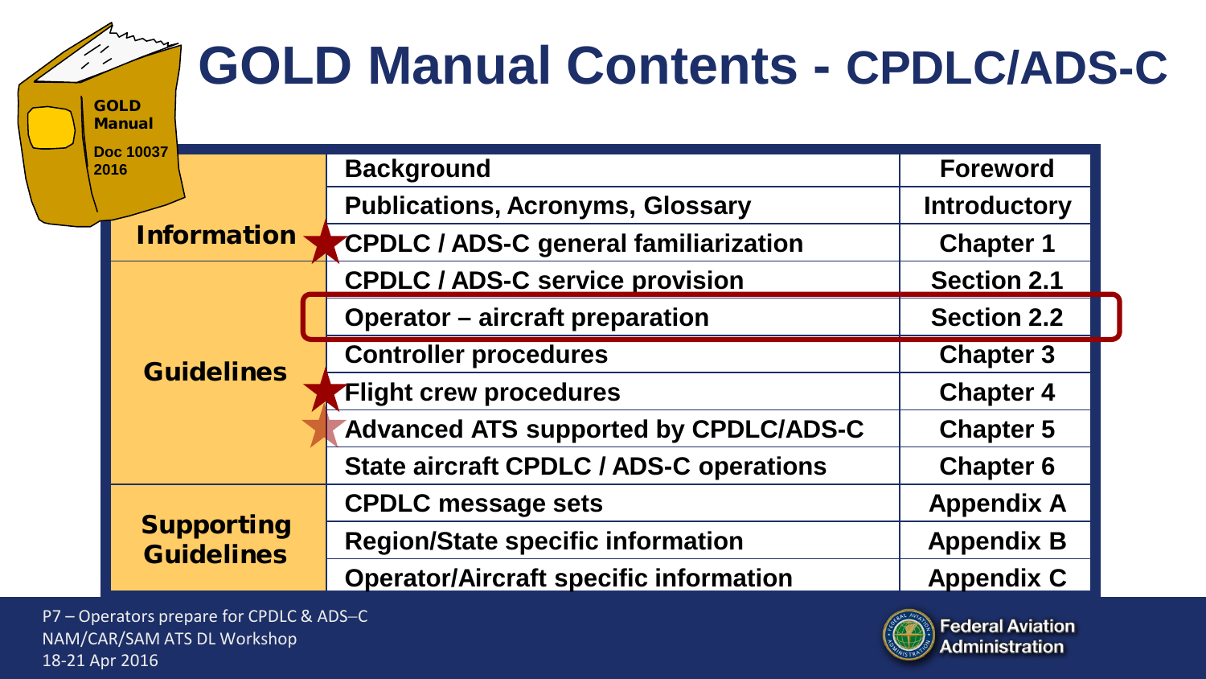# GOLD Manual Contents - CPDLC/ADS-C

GOLD Manual
Doc 10037
2016

| | | |
|---|---|---|
| Information | Background | Foreword |
| | Publications, Acronyms, Glossary | Introductory |
| | CPDLC / ADS-C general familiarization | Chapter 1 |
| Guidelines | CPDLC / ADS-C service provision | Section 2.1 |
| | Operator – aircraft preparation | Section 2.2 |
| | Controller procedures | Chapter 3 |
| | Flight crew procedures | Chapter 4 |
| | Advanced ATS supported by CPDLC/ADS-C | Chapter 5 |
| | State aircraft CPDLC / ADS-C operations | Chapter 6 |
| Supporting Guidelines | CPDLC message sets | Appendix A |
| | Region/State specific information | Appendix B |
| | Operator/Aircraft specific information | Appendix C |

P7 – Operators prepare for CPDLC & ADS–C
NAM/CAR/SAM ATS DL Workshop
18-21 Apr 2016

Federal Aviation Administration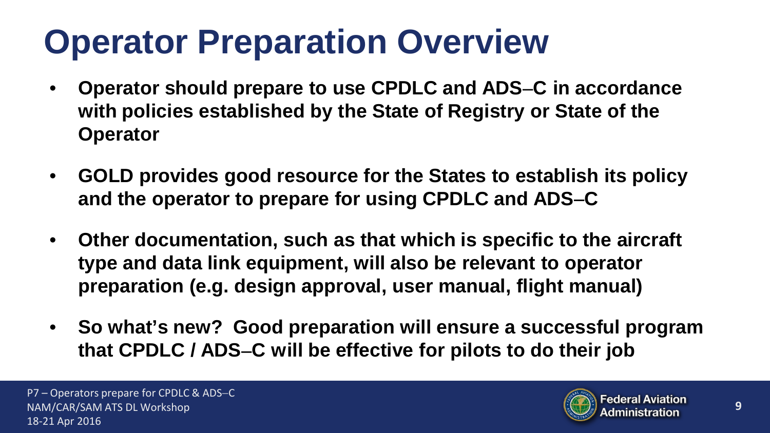# Operator Preparation Overview

- **Operator should prepare to use CPDLC and ADS–C in accordance with policies established by the State of Registry or State of the Operator**
- **GOLD provides good resource for the States to establish its policy and the operator to prepare for using CPDLC and ADS–C**
- **Other documentation, such as that which is specific to the aircraft type and data link equipment, will also be relevant to operator preparation (e.g. design approval, user manual, flight manual)**
- **So what's new? Good preparation will ensure a successful program that CPDLC / ADS–C will be effective for pilots to do their job**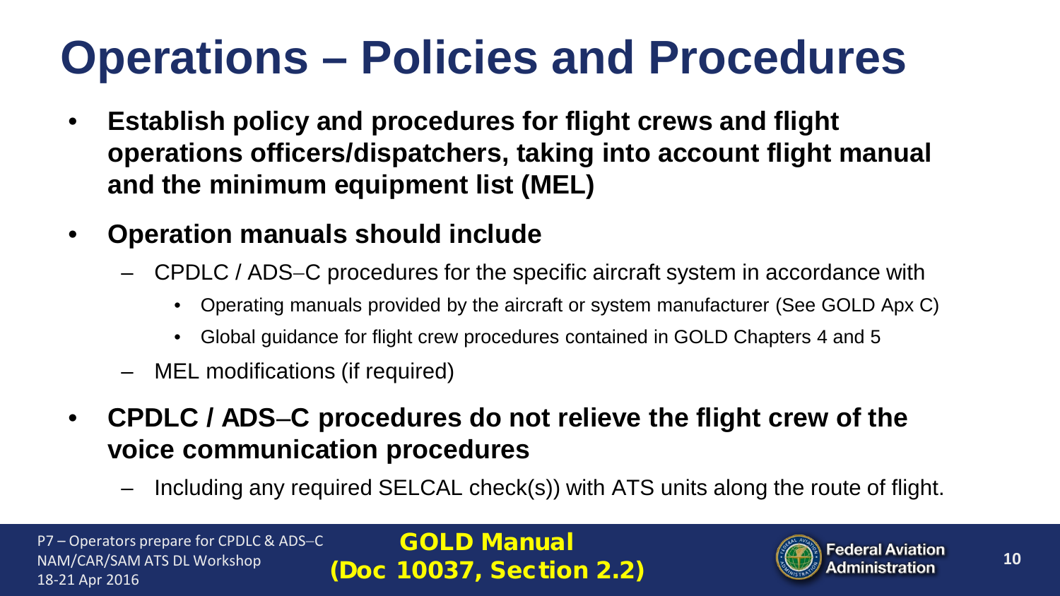# Operations – Policies and Procedures

- **Establish policy and procedures for flight crews and flight operations officers/dispatchers, taking into account flight manual and the minimum equipment list (MEL)**
- **Operation manuals should include**
  - CPDLC / ADS–C procedures for the specific aircraft system in accordance with
    - Operating manuals provided by the aircraft or system manufacturer (See GOLD Apx C)
    - Global guidance for flight crew procedures contained in GOLD Chapters 4 and 5
  - MEL modifications (if required)
- **CPDLC / ADS–C procedures do not relieve the flight crew of the voice communication procedures**
  - Including any required SELCAL check(s)) with ATS units along the route of flight.

GOLD Manual (Doc 10037, Section 2.2)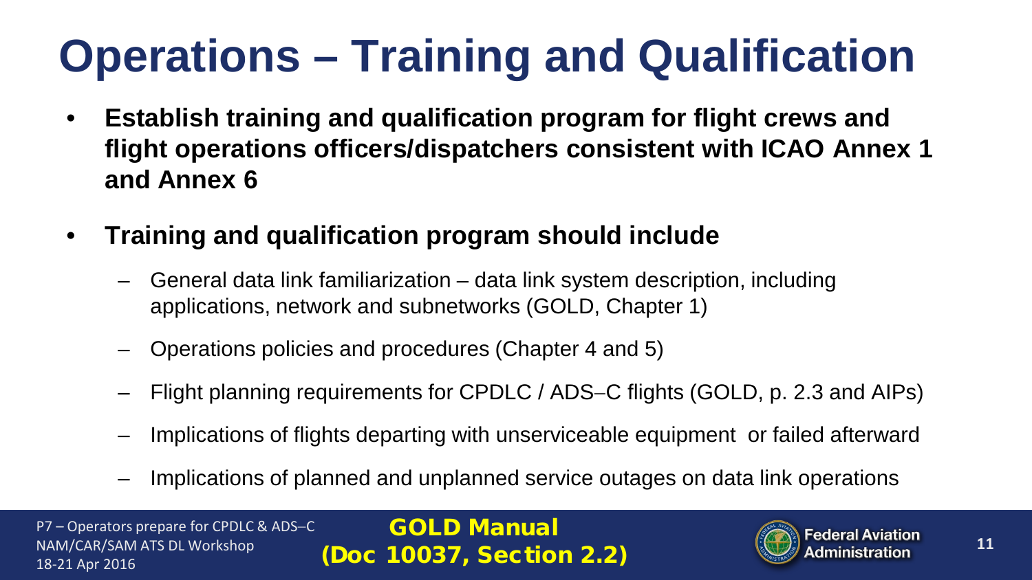# Operations – Training and Qualification

- **Establish training and qualification program for flight crews and flight operations officers/dispatchers consistent with ICAO Annex 1 and Annex 6**
- **Training and qualification program should include**
  - General data link familiarization – data link system description, including applications, network and subnetworks (GOLD, Chapter 1)
  - Operations policies and procedures (Chapter 4 and 5)
  - Flight planning requirements for CPDLC / ADS–C flights (GOLD, p. 2.3 and AIPs)
  - Implications of flights departing with unserviceable equipment or failed afterward
  - Implications of planned and unplanned service outages on data link operations

**GOLD Manual (Doc 10037, Section 2.2)**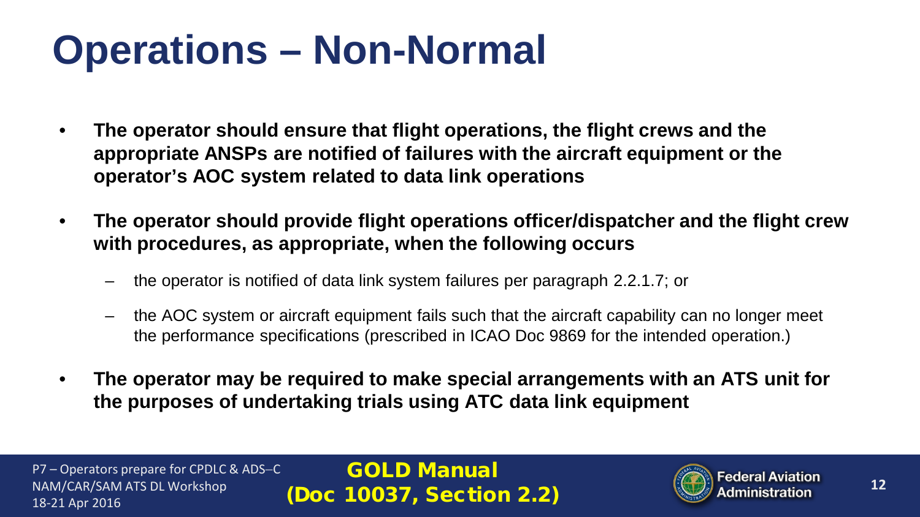# Operations – Non-Normal

- **The operator should ensure that flight operations, the flight crews and the appropriate ANSPs are notified of failures with the aircraft equipment or the operator's AOC system related to data link operations**
- **The operator should provide flight operations officer/dispatcher and the flight crew with procedures, as appropriate, when the following occurs**
  - the operator is notified of data link system failures per paragraph 2.2.1.7; or
  - the AOC system or aircraft equipment fails such that the aircraft capability can no longer meet the performance specifications (prescribed in ICAO Doc 9869 for the intended operation.)
- **The operator may be required to make special arrangements with an ATS unit for the purposes of undertaking trials using ATC data link equipment**

GOLD Manual
(Doc 10037, Section 2.2)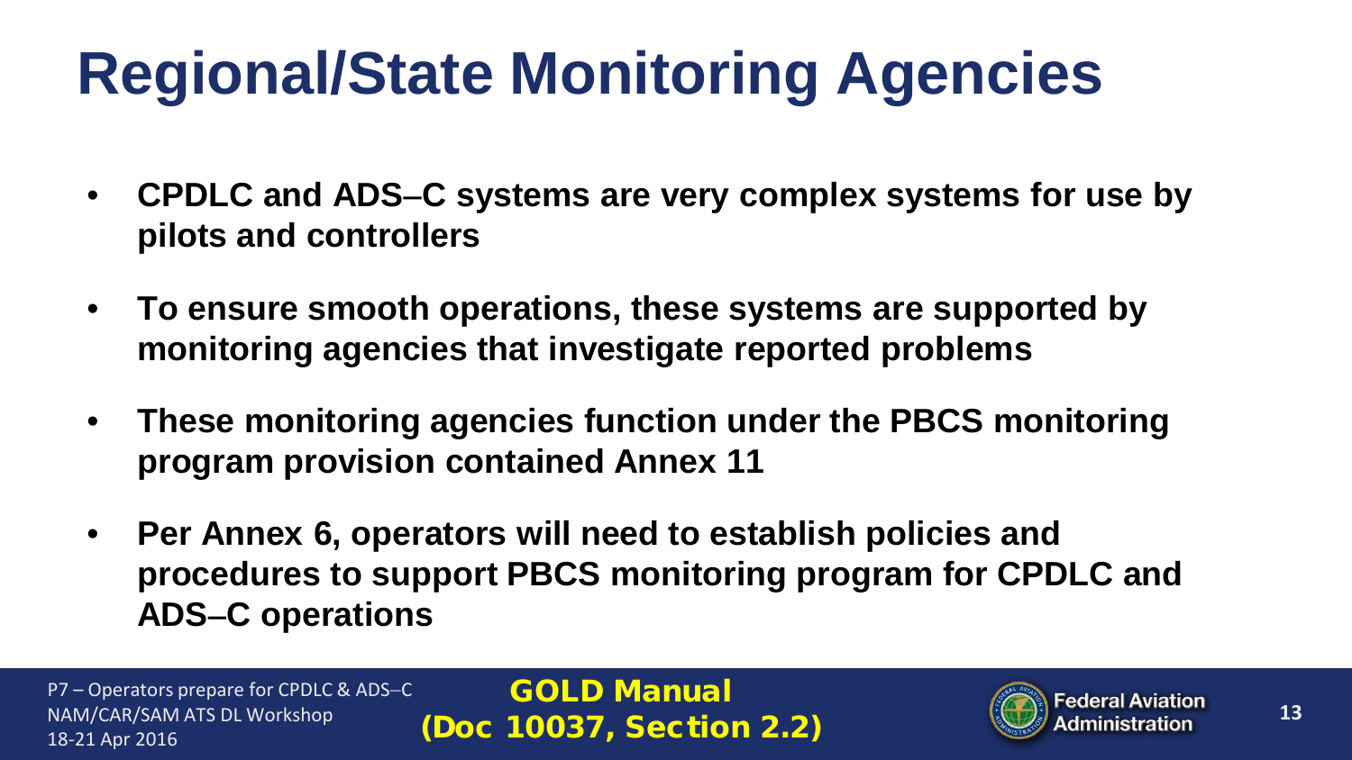# Regional/State Monitoring Agencies

- **CPDLC and ADS–C systems are very complex systems for use by pilots and controllers**
- **To ensure smooth operations, these systems are supported by monitoring agencies that investigate reported problems**
- **These monitoring agencies function under the PBCS monitoring program provision contained Annex 11**
- **Per Annex 6, operators will need to establish policies and procedures to support PBCS monitoring program for CPDLC and ADS–C operations**

**GOLD Manual (Doc 10037, Section 2.2)**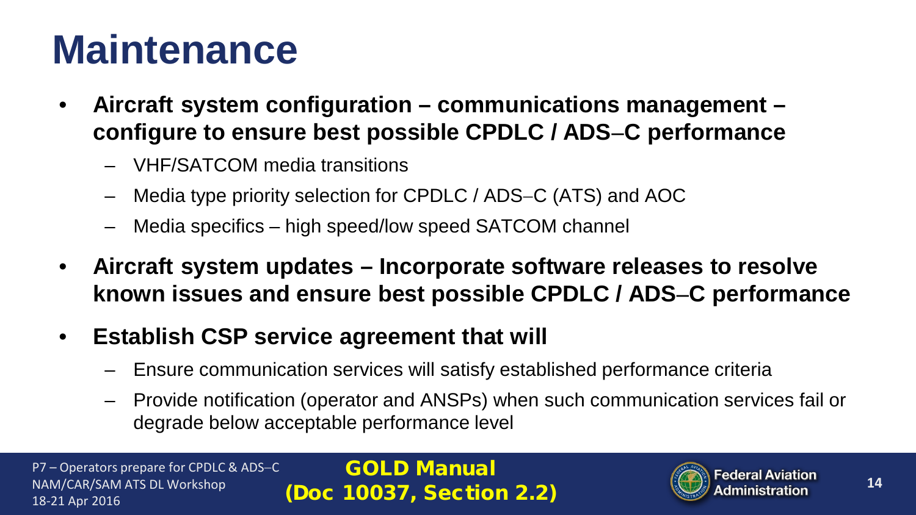# Maintenance

- **Aircraft system configuration – communications management – configure to ensure best possible CPDLC / ADS‒C performance**
  - VHF/SATCOM media transitions
  - Media type priority selection for CPDLC / ADS‒C (ATS) and AOC
  - Media specifics – high speed/low speed SATCOM channel
- **Aircraft system updates – Incorporate software releases to resolve known issues and ensure best possible CPDLC / ADS‒C performance**
- **Establish CSP service agreement that will**
  - Ensure communication services will satisfy established performance criteria
  - Provide notification (operator and ANSPs) when such communication services fail or degrade below acceptable performance level

GOLD Manual (Doc 10037, Section 2.2)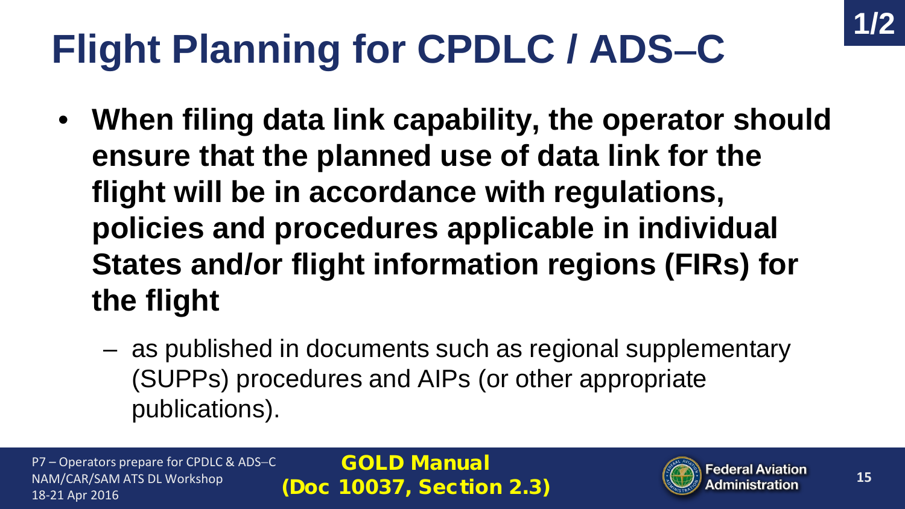# Flight Planning for CPDLC / ADS–C

1/2

- **When filing data link capability, the operator should ensure that the planned use of data link for the flight will be in accordance with regulations, policies and procedures applicable in individual States and/or flight information regions (FIRs) for the flight**
  - as published in documents such as regional supplementary (SUPPs) procedures and AIPs (or other appropriate publications).

**GOLD Manual (Doc 10037, Section 2.3)**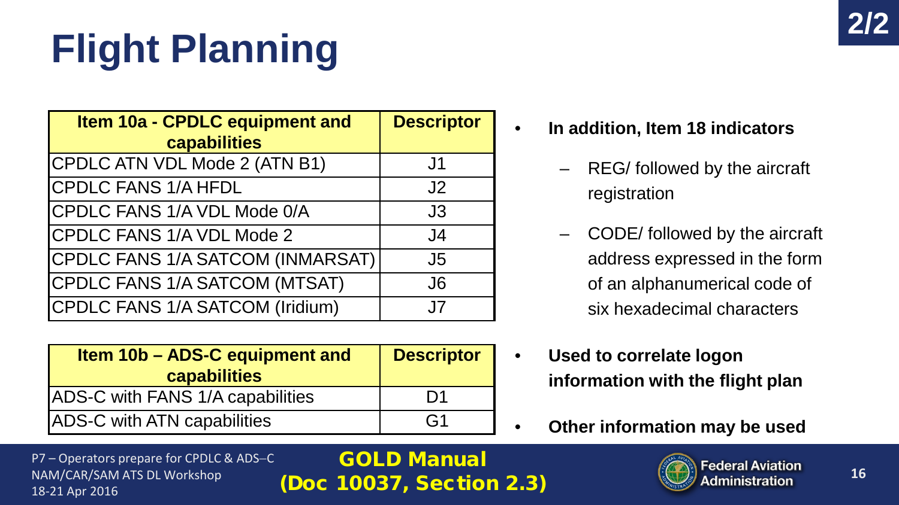# Flight Planning

| Item 10a - CPDLC equipment and capabilities | Descriptor |
|---|---|
| CPDLC ATN VDL Mode 2 (ATN B1) | J1 |
| CPDLC FANS 1/A HFDL | J2 |
| CPDLC FANS 1/A VDL Mode 0/A | J3 |
| CPDLC FANS 1/A VDL Mode 2 | J4 |
| CPDLC FANS 1/A SATCOM (INMARSAT) | J5 |
| CPDLC FANS 1/A SATCOM (MTSAT) | J6 |
| CPDLC FANS 1/A SATCOM (Iridium) | J7 |

| Item 10b – ADS-C equipment and capabilities | Descriptor |
|---|---|
| ADS-C with FANS 1/A capabilities | D1 |
| ADS-C with ATN capabilities | G1 |

- **In addition, Item 18 indicators**
  - REG/ followed by the aircraft registration
  - CODE/ followed by the aircraft address expressed in the form of an alphanumerical code of six hexadecimal characters
- **Used to correlate logon information with the flight plan**
- **Other information may be used**

**GOLD Manual (Doc 10037, Section 2.3)**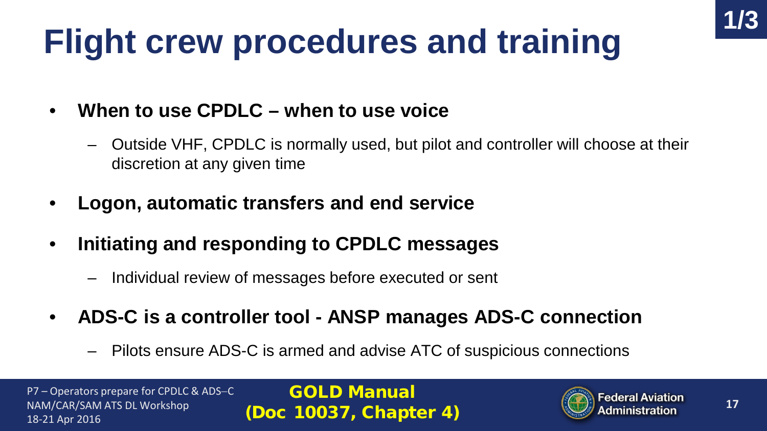# Flight crew procedures and training

1/3

- **When to use CPDLC – when to use voice**
  - Outside VHF, CPDLC is normally used, but pilot and controller will choose at their discretion at any given time
- **Logon, automatic transfers and end service**
- **Initiating and responding to CPDLC messages**
  - Individual review of messages before executed or sent
- **ADS-C is a controller tool - ANSP manages ADS-C connection**
  - Pilots ensure ADS-C is armed and advise ATC of suspicious connections

**GOLD Manual (Doc 10037, Chapter 4)**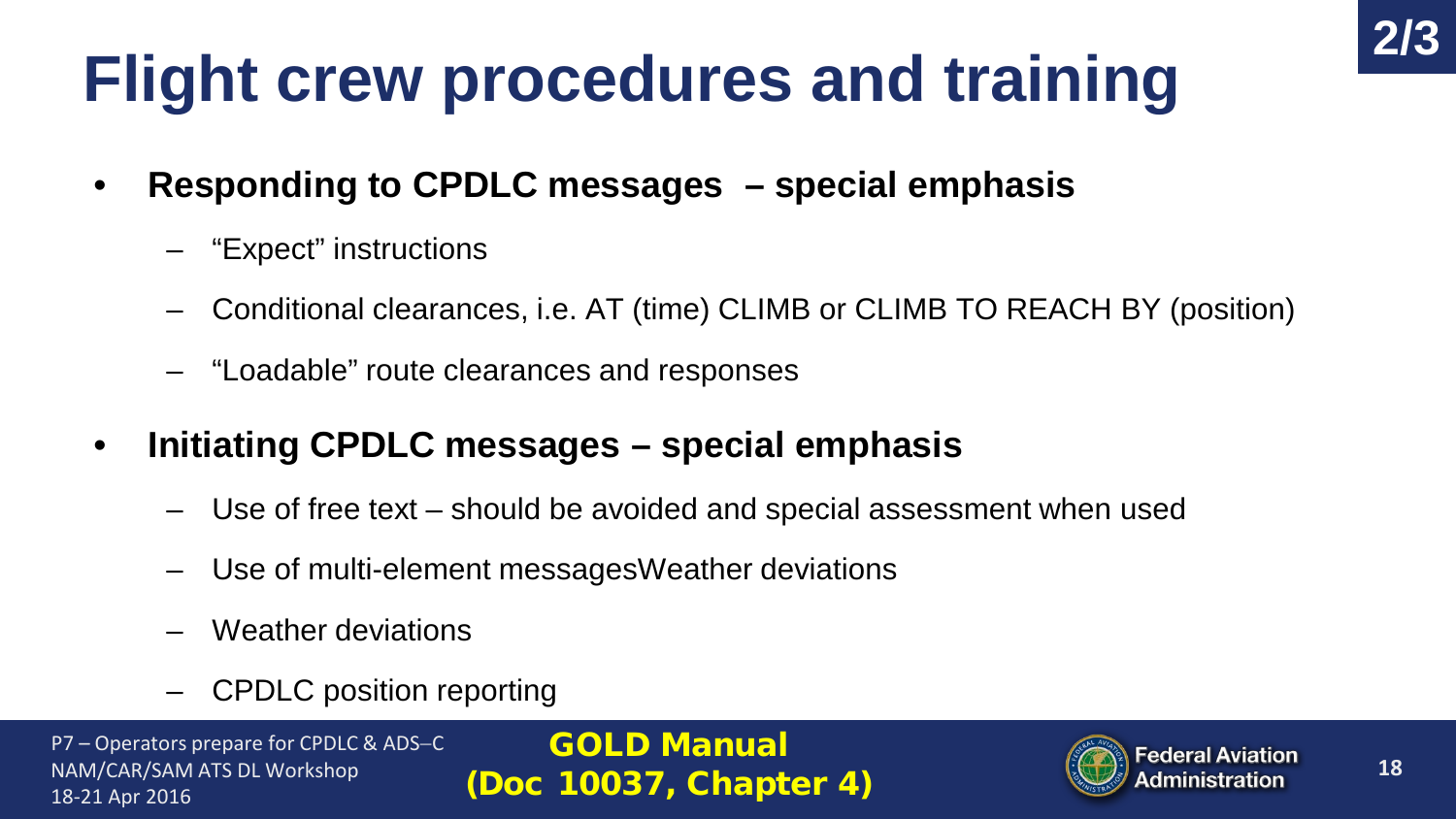# Flight crew procedures and training

- **Responding to CPDLC messages – special emphasis**
  - "Expect" instructions
  - Conditional clearances, i.e. AT (time) CLIMB or CLIMB TO REACH BY (position)
  - "Loadable" route clearances and responses
- **Initiating CPDLC messages – special emphasis**
  - Use of free text – should be avoided and special assessment when used
  - Use of multi-element messagesWeather deviations
  - Weather deviations
  - CPDLC position reporting

**GOLD Manual (Doc 10037, Chapter 4)**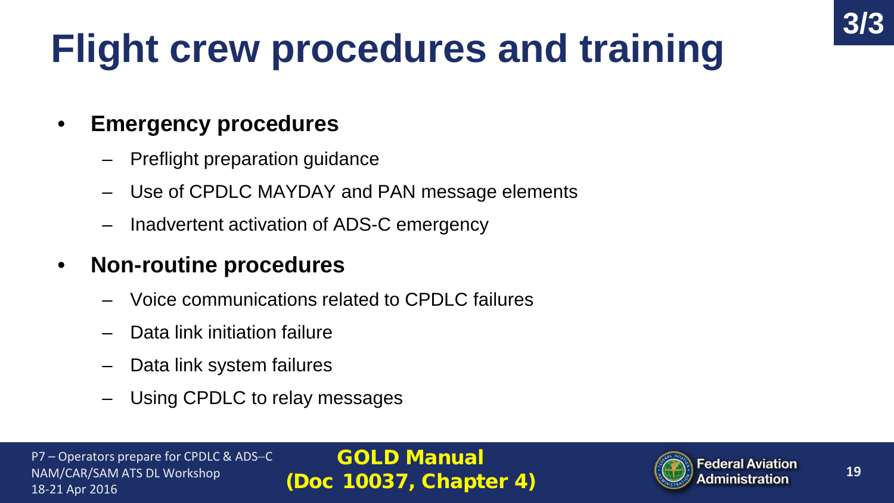# Flight crew procedures and training

3/3

- **Emergency procedures**
  - Preflight preparation guidance
  - Use of CPDLC MAYDAY and PAN message elements
  - Inadvertent activation of ADS-C emergency
- **Non-routine procedures**
  - Voice communications related to CPDLC failures
  - Data link initiation failure
  - Data link system failures
  - Using CPDLC to relay messages

**GOLD Manual (Doc 10037, Chapter 4)**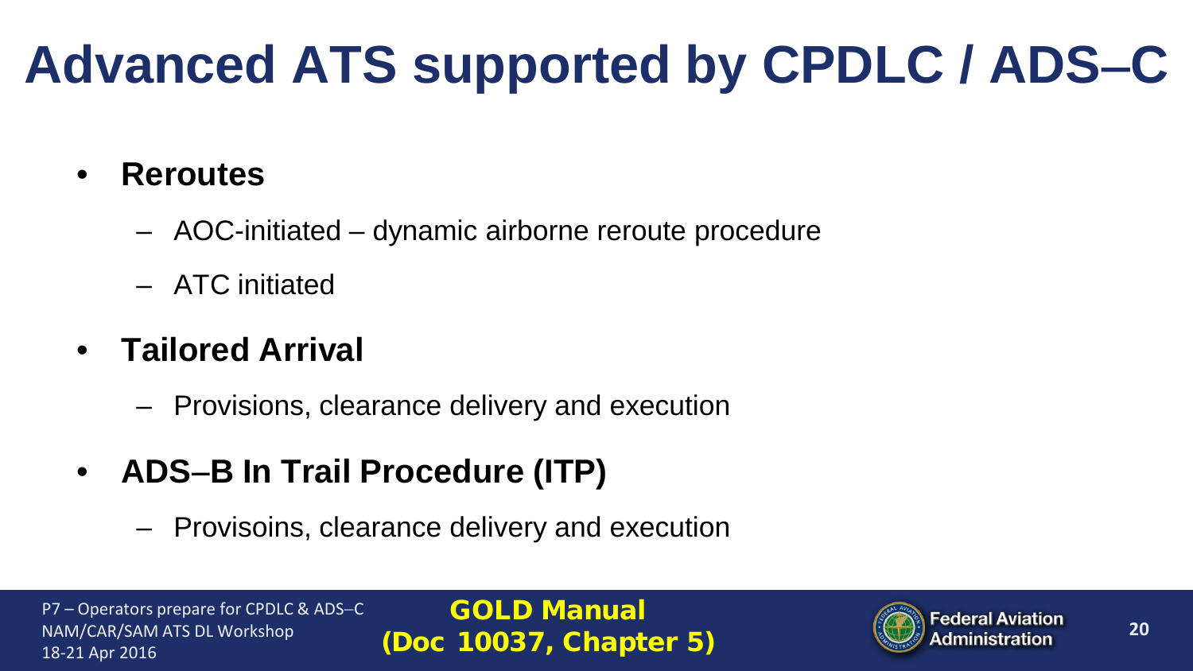# Advanced ATS supported by CPDLC / ADS–C

- **Reroutes**
  - AOC-initiated – dynamic airborne reroute procedure
  - ATC initiated
- **Tailored Arrival**
  - Provisions, clearance delivery and execution
- **ADS–B In Trail Procedure (ITP)**
  - Provisoins, clearance delivery and execution

**GOLD Manual (Doc 10037, Chapter 5)**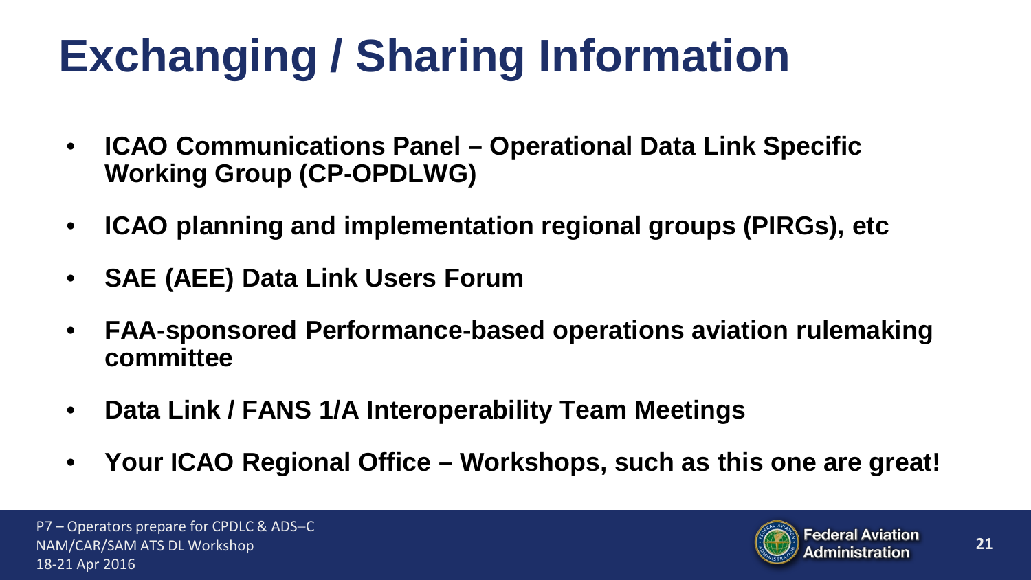# Exchanging / Sharing Information

- **ICAO Communications Panel – Operational Data Link Specific Working Group (CP-OPDLWG)**
- **ICAO planning and implementation regional groups (PIRGs), etc**
- **SAE (AEE) Data Link Users Forum**
- **FAA-sponsored Performance-based operations aviation rulemaking committee**
- **Data Link / FANS 1/A Interoperability Team Meetings**
- **Your ICAO Regional Office – Workshops, such as this one are great!**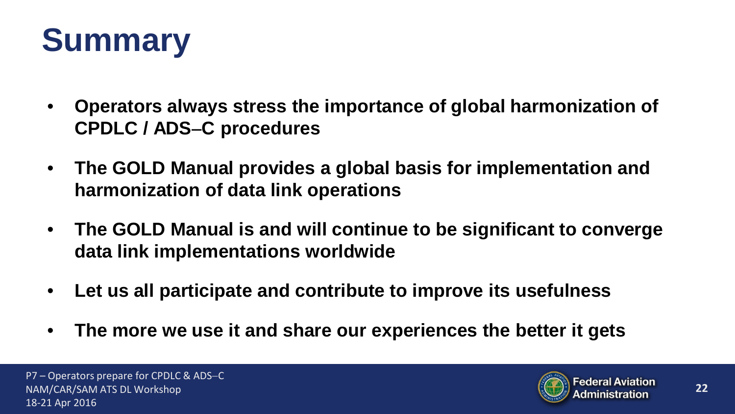# Summary

- **Operators always stress the importance of global harmonization of CPDLC / ADS–C procedures**
- **The GOLD Manual provides a global basis for implementation and harmonization of data link operations**
- **The GOLD Manual is and will continue to be significant to converge data link implementations worldwide**
- **Let us all participate and contribute to improve its usefulness**
- **The more we use it and share our experiences the better it gets**